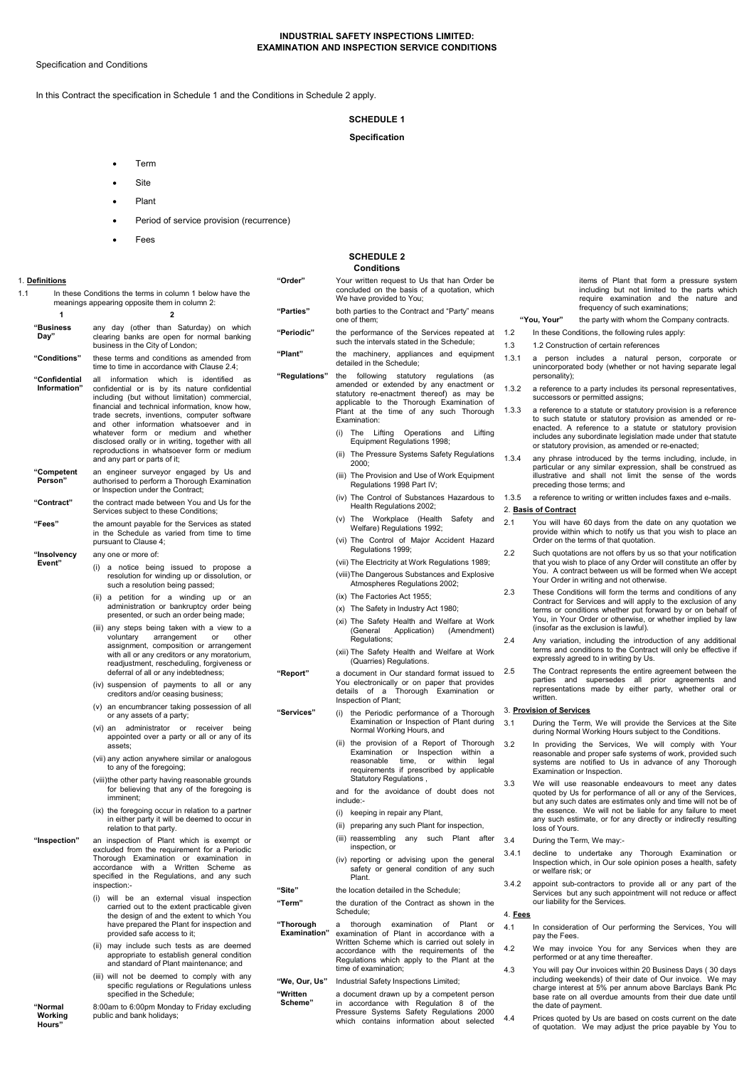# INDUSTRIAL SAFETY INSPECTIONS LIMITED: EXAMINATION AND INSPECTION SERVICE CONDITIONS

Specification and Conditions

In this Contract the specification in Schedule 1 and the Conditions in Schedule 2 apply.

## SCHEDULE 1

### Specification

- Term
- Site
- Plant
- Period of service provision (recurrence)
- Fees

## SCHEDULE 2

### Conditions

1. **Definitions**

1.1 In these Conditions the terms in column 1 below have the meanings appearing opposite them in column 2:

| 1 | 2 |
|---|---|
| **"Business Day"** | any day (other than Saturday) on which clearing banks are open for normal banking business in the City of London; |
| **"Conditions"** | these terms and conditions as amended from time to time in accordance with Clause 2.4; |
| **"Confidential Information"** | all information which is identified as confidential or is by its nature confidential including (but without limitation) commercial, financial and technical information, know how, trade secrets, inventions, computer software and other information whatsoever and in whatever form or medium and whether disclosed orally or in writing, together with all reproductions in whatsoever form or medium and any part or parts of it; |
| **"Competent Person"** | an engineer surveyor engaged by Us and authorised to perform a Thorough Examination or Inspection under the Contract; |
| **"Contract"** | the contract made between You and Us for the Services subject to these Conditions; |
| **"Fees"** | the amount payable for the Services as stated in the Schedule as varied from time to time pursuant to Clause 4; |
| **"Insolvency Event"** | any one or more of: (i) a notice being issued to propose a resolution for winding up or dissolution, or such a resolution being passed; (ii) a petition for a winding up or an administration or bankruptcy order being presented, or such an order being made; (iii) any steps being taken with a view to a voluntary arrangement or other assignment, composition or arrangement with all or any creditors or any moratorium, readjustment, rescheduling, forgiveness or deferral of all or any indebtedness; (iv) suspension of payments to all or any creditors and/or ceasing business; (v) an encumbrancer taking possession of all or any assets of a party; (vi) an administrator or receiver being appointed over a party or all or any of its assets; (vii) any action anywhere similar or analogous to any of the foregoing; (viii) the other party having reasonable grounds for believing that any of the foregoing is imminent; (ix) the foregoing occur in relation to a partner in either party it will be deemed to occur in relation to that party. |
| **"Inspection"** | an inspection of Plant which is exempt or excluded from the requirement for a Periodic Thorough Examination or examination in accordance with a Written Scheme as specified in the Regulations, and any such inspection:- (i) will be an external visual inspection carried out to the extent practicable given the design of and the extent to which You have prepared the Plant for inspection and provided safe access to it; (ii) may include such tests as are deemed appropriate to establish general condition and standard of Plant maintenance; and (iii) will not be deemed to comply with any specific regulations or Regulations unless specified in the Schedule; |
| **"Normal Working Hours"** | 8:00am to 6:00pm Monday to Friday excluding public and bank holidays; |
| **"Order"** | Your written request to Us that han Order be concluded on the basis of a quotation, which We have provided to You; |
| **"Parties"** | both parties to the Contract and "Party" means one of them; |
| **"Periodic"** | the performance of the Services repeated at such the intervals stated in the Schedule; |
| **"Plant"** | the machinery, appliances and equipment detailed in the Schedule; |
| **"Regulations"** | the following statutory regulations (as amended or extended by any enactment or statutory re-enactment thereof) as may be applicable to the Thorough Examination of Plant at the time of any such Thorough Examination: (i) The Lifting Operations and Lifting Equipment Regulations 1998; (ii) The Pressure Systems Safety Regulations 2000; (iii) The Provision and Use of Work Equipment Regulations 1998 Part IV; (iv) The Control of Substances Hazardous to Health Regulations 2002; (v) The Workplace (Health Safety and Welfare) Regulations 1992; (vi) The Control of Major Accident Hazard Regulations 1999; (vii) The Electricity at Work Regulations 1989; (viii) The Dangerous Substances and Explosive Atmospheres Regulations 2002; (ix) The Factories Act 1955; (x) The Safety in Industry Act 1980; (xi) The Safety Health and Welfare at Work (General Application) (Amendment) Regulations; (xii) The Safety Health and Welfare at Work (Quarries) Regulations. |
| **"Report"** | a document in Our standard format issued to You electronically or on paper that provides details of a Thorough Examination or Inspection of Plant; |
| **"Services"** | (i) the Periodic performance of a Thorough Examination or Inspection of Plant during Normal Working Hours, and (ii) the provision of a Report of Thorough Examination or Inspection within a reasonable time, or within legal requirements if prescribed by applicable Statutory Regulations, and for the avoidance of doubt does not include:- (i) keeping in repair any Plant, (ii) preparing any such Plant for inspection, (iii) reassembling any such Plant after inspection, or (iv) reporting or advising upon the general safety or general condition of any such Plant. |
| **"Site"** | the location detailed in the Schedule; |
| **"Term"** | the duration of the Contract as shown in the Schedule; |
| **"Thorough Examination"** | a thorough examination of Plant in accordance with a Written Scheme which is carried out solely in accordance with the requirements of the Regulations which apply to the Plant at the time of examination; |
| **"We, Our, Us"** | Industrial Safety Inspections Limited; |
| **"Written Scheme"** | a document drawn up by a competent person in accordance with Regulation 8 of the Pressure Systems Safety Regulations 2000 which contains information about selected items of Plant that form a pressure system including but not limited to the parts which require examination and the nature and frequency of such examinations; |
| **"You, Your"** | the party with whom the Company contracts. |

1.2 In these Conditions, the following rules apply:

1.3 1.2 Construction of certain references

1.3.1 a person includes a natural person, corporate or unincorporated body (whether or not having separate legal personality);

1.3.2 a reference to a party includes its personal representatives, successors or permitted assigns;

1.3.3 a reference to a statute or statutory provision is a reference to such statute or statutory provision as amended or re-enacted. A reference to a statute or statutory provision includes any subordinate legislation made under that statute or statutory provision, as amended or re-enacted;

1.3.4 any phrase introduced by the terms including, include, in particular or any similar expression, shall be construed as illustrative and shall not limit the sense of the words preceding those terms; and

1.3.5 a reference to writing or written includes faxes and e-mails.

2. **Basis of Contract**

2.1 You will have 60 days from the date on any quotation we provide within which to notify us that you wish to place an Order on the terms of that quotation.

2.2 Such quotations are not offers by us so that your notification that you wish to place of any Order will constitute an offer by You. A contract between us will be formed when We accept Your Order in writing and not otherwise.

2.3 These Conditions will form the terms and conditions of any Contract for Services and will apply to the exclusion of any terms or conditions whether put forward by or on behalf of You, in Your Order or otherwise, or whether implied by law (insofar as the exclusion is lawful).

2.4 Any variation, including the introduction of any additional terms and conditions to the Contract will only be effective if expressly agreed to in writing by Us.

2.5 The Contract represents the entire agreement between the parties and supersedes all prior agreements and representations made by either party, whether oral or written.

3. **Provision of Services**

3.1 During the Term, We will provide the Services at the Site during Normal Working Hours subject to the Conditions.

3.2 In providing the Services, We will comply with Your reasonable and proper safe systems of work, provided such systems are notified to Us in advance of any Thorough Examination or Inspection.

3.3 We will use reasonable endeavours to meet any dates quoted by Us for performance of all or any of the Services, but any such dates are estimates only and time will not be of the essence. We will not be liable for any failure to meet any such estimate, or for any directly or indirectly resulting loss of Yours.

3.4 During the Term, We may:-

3.4.1 decline to undertake any Thorough Examination or Inspection which, in Our sole opinion poses a health, safety or welfare risk; or

3.4.2 appoint sub-contractors to provide all or any part of the Services but any such appointment will not reduce or affect our liability for the Services.

4. **Fees**

4.1 In consideration of Our performing the Services, You will pay the Fees.

4.2 We may invoice You for any Services when they are performed or at any time thereafter.

4.3 You will pay Our invoices within 20 Business Days ( 30 days including weekends) of their date of Our invoice. We may charge interest at 5% per annum above Barclays Bank Plc base rate on all overdue amounts from their due date until the date of payment.

4.4 Prices quoted by Us are based on costs current on the date of quotation. We may adjust the price payable by You to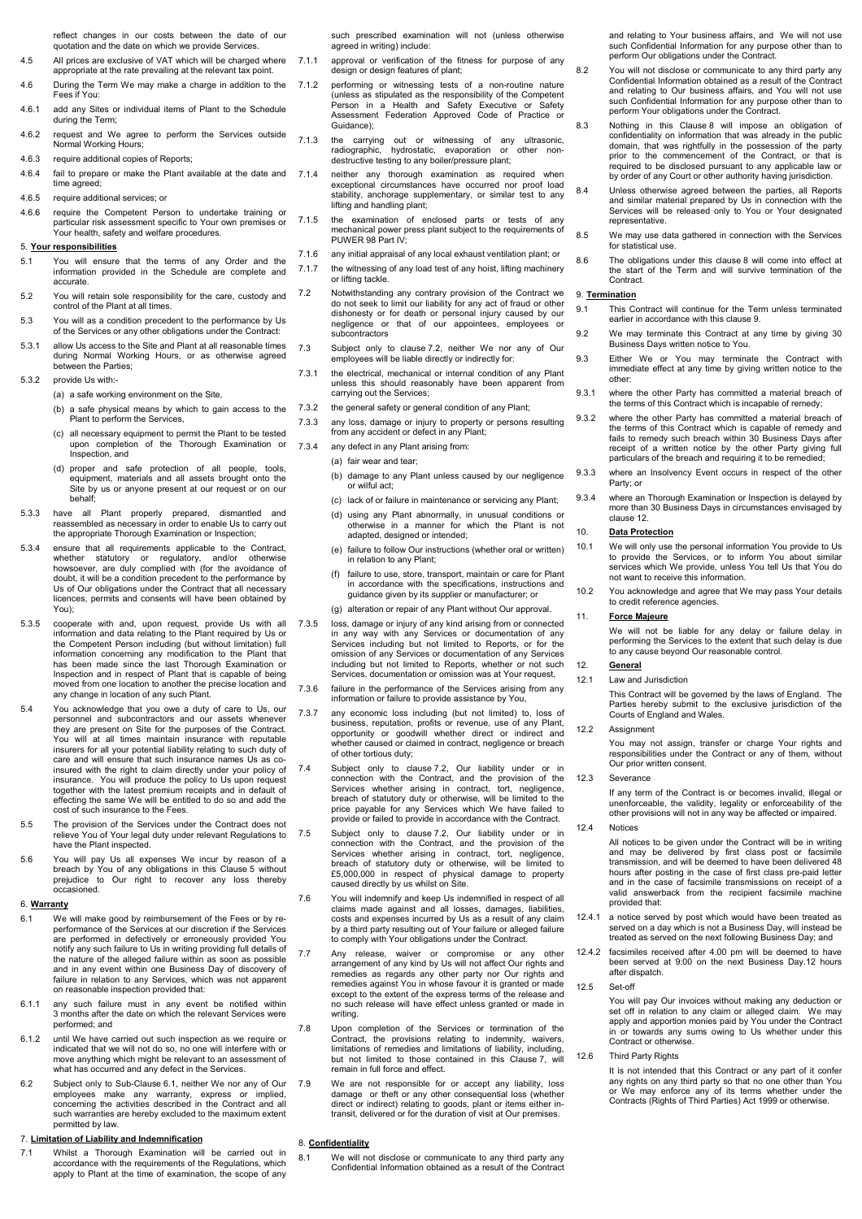reflect changes in our costs between the date of our quotation and the date on which we provide Services.

4.5 All prices are exclusive of VAT which will be charged where appropriate at the rate prevailing at the relevant tax point.

4.6 During the Term We may make a charge in addition to the Fees if You:

4.6.1 add any Sites or individual items of Plant to the Schedule during the Term;

4.6.2 request and We agree to perform the Services outside Normal Working Hours;

4.6.3 require additional copies of Reports;

4.6.4 fail to prepare or make the Plant available at the date and time agreed;

4.6.5 require additional services; or

4.6.6 require the Competent Person to undertake training or particular risk assessment specific to Your own premises or Your health, safety and welfare procedures.

## 5. Your responsibilities

5.1 You will ensure that the terms of any Order and the information provided in the Schedule are complete and accurate.

5.2 You will retain sole responsibility for the care, custody and control of the Plant at all times.

5.3 You will as a condition precedent to the performance by Us of the Services or any other obligations under the Contract:

5.3.1 allow Us access to the Site and Plant at all reasonable times during Normal Working Hours, or as otherwise agreed between the Parties;

5.3.2 provide Us with:-

(a) a safe working environment on the Site,

(b) a safe physical means by which to gain access to the Plant to perform the Services,

(c) all necessary equipment to permit the Plant to be tested upon completion of the Thorough Examination or Inspection, and

(d) proper and safe protection of all people, tools, equipment, materials and all assets brought onto the Site by us or anyone present at our request or on our behalf;

5.3.3 have all Plant properly prepared, dismantled and reassembled as necessary in order to enable Us to carry out the appropriate Thorough Examination or Inspection;

5.3.4 ensure that all requirements applicable to the Contract, whether statutory or regulatory, and/or otherwise howsoever, are duly complied with (for the avoidance of doubt, it will be a condition precedent to the performance by Us of Our obligations under the Contract that all necessary licences, permits and consents will have been obtained by You);

5.3.5 cooperate with and, upon request, provide Us with all information and data relating to the Plant required by Us or the Competent Person including (but without limitation) full information concerning any modification to the Plant that has been made since the last Thorough Examination or Inspection and in respect of Plant that is capable of being moved from one location to another the precise location and any change in location of any such Plant.

5.4 You acknowledge that you owe a duty of care to Us, our personnel and subcontractors and our assets whenever they are present on Site for the purposes of the Contract. You will at all times maintain insurance with reputable insurers for all your potential liability relating to such duty of care and will ensure that such insurance names Us as co-insured with the right to claim directly under your policy of insurance. You will produce the policy to Us upon request together with the latest premium receipts and in default of effecting the same We will be entitled to do so and add the cost of such insurance to the Fees.

5.5 The provision of the Services under the Contract does not relieve You of Your legal duty under relevant Regulations to have the Plant inspected.

5.6 You will pay Us all expenses We incur by reason of a breach by You of any obligations in this Clause 5 without prejudice to Our right to recover any loss thereby occasioned.

## 6. Warranty

6.1 We will make good by reimbursement of the Fees or by re-performance of the Services at our discretion if the Services are performed in defectively or erroneously provided You notify any such failure to Us in writing providing full details of the nature of the alleged failure within as soon as possible and in any event within one Business Day of discovery of failure in relation to any Services, which was not apparent on reasonable inspection provided that:

6.1.1 any such failure must in any event be notified within 3 months after the date on which the relevant Services were performed; and

6.1.2 until We have carried out such inspection as we require or indicated that we will not do so, no one will interfere with or move anything which might be relevant to an assessment of what has occurred and any defect in the Services.

6.2 Subject only to Sub-Clause 6.1, neither We nor any of Our employees make any warranty, express or implied, concerning the activities described in the Contract and all such warranties are hereby excluded to the maximum extent permitted by law.

## 7. Limitation of Liability and Indemnification

7.1 Whilst a Thorough Examination will be carried out in accordance with the requirements of the Regulations, which apply to Plant at the time of examination, the scope of any such prescribed examination will not (unless otherwise agreed in writing) include:

7.1.1 approval or verification of the fitness for purpose of any design or design features of plant;

7.1.2 performing or witnessing tests of a non-routine nature (unless as stipulated as the responsibility of the Competent Person in a Health and Safety Executive or Safety Assessment Federation Approved Code of Practice or Guidance);

7.1.3 the carrying out or witnessing of any ultrasonic, radiographic, hydrostatic, evaporation or other non-destructive testing to any boiler/pressure plant;

7.1.4 neither any thorough examination as required when exceptional circumstances have occurred nor proof load stability, anchorage supplementary, or similar test to any lifting and handling plant;

7.1.5 the examination of enclosed parts or tests of any mechanical power press plant subject to the requirements of PUWER 98 Part IV;

7.1.6 any initial appraisal of any local exhaust ventilation plant; or

7.1.7 the witnessing of any load test of any hoist, lifting machinery or lifting tackle.

7.2 Notwithstanding any contrary provision of the Contract we do not seek to limit our liability for any act of fraud or other dishonesty or for death or personal injury caused by our negligence or that of our appointees, employees or subcontractors

7.3 Subject only to clause 7.2, neither We nor any of Our employees will be liable directly or indirectly for:

7.3.1 the electrical, mechanical or internal condition of any Plant unless this should reasonably have been apparent from carrying out the Services;

7.3.2 the general safety or general condition of any Plant;

7.3.3 any loss, damage or injury to property or persons resulting from any accident or defect in any Plant;

7.3.4 any defect in any Plant arising from:

(a) fair wear and tear;

(b) damage to any Plant unless caused by our negligence or wilful act;

(c) lack of or failure in maintenance or servicing any Plant;

(d) using any Plant abnormally, in unusual conditions or otherwise in a manner for which the Plant is not adapted, designed or intended;

(e) failure to follow Our instructions (whether oral or written) in relation to any Plant;

(f) failure to use, store, transport, maintain or care for Plant in accordance with the specifications, instructions and guidance given by its supplier or manufacturer; or

(g) alteration or repair of any Plant without Our approval.

7.3.5 loss, damage or injury of any kind arising from or connected in any way with any Services or documentation of any Services including but not limited to Reports, or for the omission of any Services or documentation of any Services including but not limited to Reports, whether or not such Services, documentation or omission was at Your request,

7.3.6 failure in the performance of the Services arising from any information or failure to provide assistance by You,

7.3.7 any economic loss including (but not limited to), loss of business, reputation, profits or revenue, use of any Plant, opportunity or goodwill whether direct or indirect and whether caused or claimed in contract, negligence or breach of other tortious duty;

7.4 Subject only to clause 7.2, Our liability under or in connection with the Contract, and the provision of the Services whether arising in contract, tort, negligence, breach of statutory duty or otherwise, will be limited to the price payable for any Services which We have failed to provide or failed to provide in accordance with the Contract.

7.5 Subject only to clause 7.2, Our liability under or in connection with the Contract, and the provision of the Services whether arising in contract, tort, negligence, breach of statutory duty or otherwise, will be limited to £5,000,000 in respect of physical damage to property caused directly by us whilst on Site.

7.6 You will indemnify and keep Us indemnified in respect of all claims made against and all losses, damages, liabilities, costs and expenses incurred by Us as a result of any claim by a third party resulting out of Your failure or alleged failure to comply with Your obligations under the Contract.

7.7 Any release, waiver or compromise or any other arrangement of any kind by Us will not affect Our rights and remedies as regards any other party nor Our rights and remedies against You in whose favour it is granted or made except to the extent of the express terms of the release and no such release will have effect unless granted or made in writing.

7.8 Upon completion of the Services or termination of the Contract, the provisions relating to indemnity, waivers, limitations of remedies and limitations of liability, including, but not limited to those contained in this Clause 7, will remain in full force and effect.

7.9 We are not responsible for or accept any liability, loss damage or theft or any other consequential loss (whether direct or indirect) relating to goods, plant or items either in-transit, delivered or for the duration of visit at Our premises.

## 8. Confidentiality

8.1 We will not disclose or communicate to any third party any Confidential Information obtained as a result of the Contract and relating to Your business affairs, and We will not use such Confidential Information for any purpose other than to perform Our obligations under the Contract.

8.2 You will not disclose or communicate to any third party any Confidential Information obtained as a result of the Contract and relating to Our business affairs, and You will not use such Confidential Information for any purpose other than to perform Your obligations under the Contract.

8.3 Nothing in this Clause 8 will impose an obligation of confidentiality on information that was already in the public domain, that was rightfully in the possession of the party prior to the commencement of the Contract, or that is required to be disclosed pursuant to any applicable law or by order of any Court or other authority having jurisdiction.

8.4 Unless otherwise agreed between the parties, all Reports and similar material prepared by Us in connection with the Services will be released only to You or Your designated representative.

8.5 We may use data gathered in connection with the Services for statistical use.

8.6 The obligations under this clause 8 will come into effect at the start of the Term and will survive termination of the Contract.

## 9. Termination

9.1 This Contract will continue for the Term unless terminated earlier in accordance with this clause 9.

9.2 We may terminate this Contract at any time by giving 30 Business Days written notice to You.

9.3 Either We or You may terminate the Contract with immediate effect at any time by giving written notice to the other:

9.3.1 where the other Party has committed a material breach of the terms of this Contract which is incapable of remedy;

9.3.2 where the other Party has committed a material breach of the terms of this Contract which is capable of remedy and fails to remedy such breach within 30 Business Days after receipt of a written notice by the other Party giving full particulars of the breach and requiring it to be remedied;

9.3.3 where an Insolvency Event occurs in respect of the other Party; or

9.3.4 where an Thorough Examination or Inspection is delayed by more than 30 Business Days in circumstances envisaged by clause 12.

## 10. Data Protection

10.1 We will only use the personal information You provide to Us to provide the Services, or to inform You about similar services which We provide, unless You tell Us that You do not want to receive this information.

10.2 You acknowledge and agree that We may pass Your details to credit reference agencies.

## 11. Force Majeure

We will not be liable for any delay or failure delay in performing the Services to the extent that such delay is due to any cause beyond Our reasonable control.

## 12. General

12.1 Law and Jurisdiction

This Contract will be governed by the laws of England. The Parties hereby submit to the exclusive jurisdiction of the Courts of England and Wales.

12.2 Assignment

You may not assign, transfer or charge Your rights and responsibilities under the Contract or any of them, without Our prior written consent.

12.3 Severance

If any term of the Contract is or becomes invalid, illegal or unenforceable, the validity, legality or enforceability of the other provisions will not in any way be affected or impaired.

12.4 Notices

All notices to be given under the Contract will be in writing and may be delivered by first class post or facsimile transmission, and will be deemed to have been delivered 48 hours after posting in the case of first class pre-paid letter and in the case of facsimile transmissions on receipt of a valid answerback from the recipient facsimile machine provided that:

12.4.1 a notice served by post which would have been treated as served on a day which is not a Business Day, will instead be treated as served on the next following Business Day; and

12.4.2 facsimiles received after 4.00 pm will be deemed to have been served at 9:00 on the next Business Day.12 hours after dispatch.

12.5 Set-off

You will pay Our invoices without making any deduction or set off in relation to any claim or alleged claim. We may apply and apportion monies paid by You under the Contract in or towards any sums owing to Us whether under this Contract or otherwise.

12.6 Third Party Rights

It is not intended that this Contract or any part of it confer any rights on any third party so that no one other than You or We may enforce any of its terms whether under the Contracts (Rights of Third Parties) Act 1999 or otherwise.